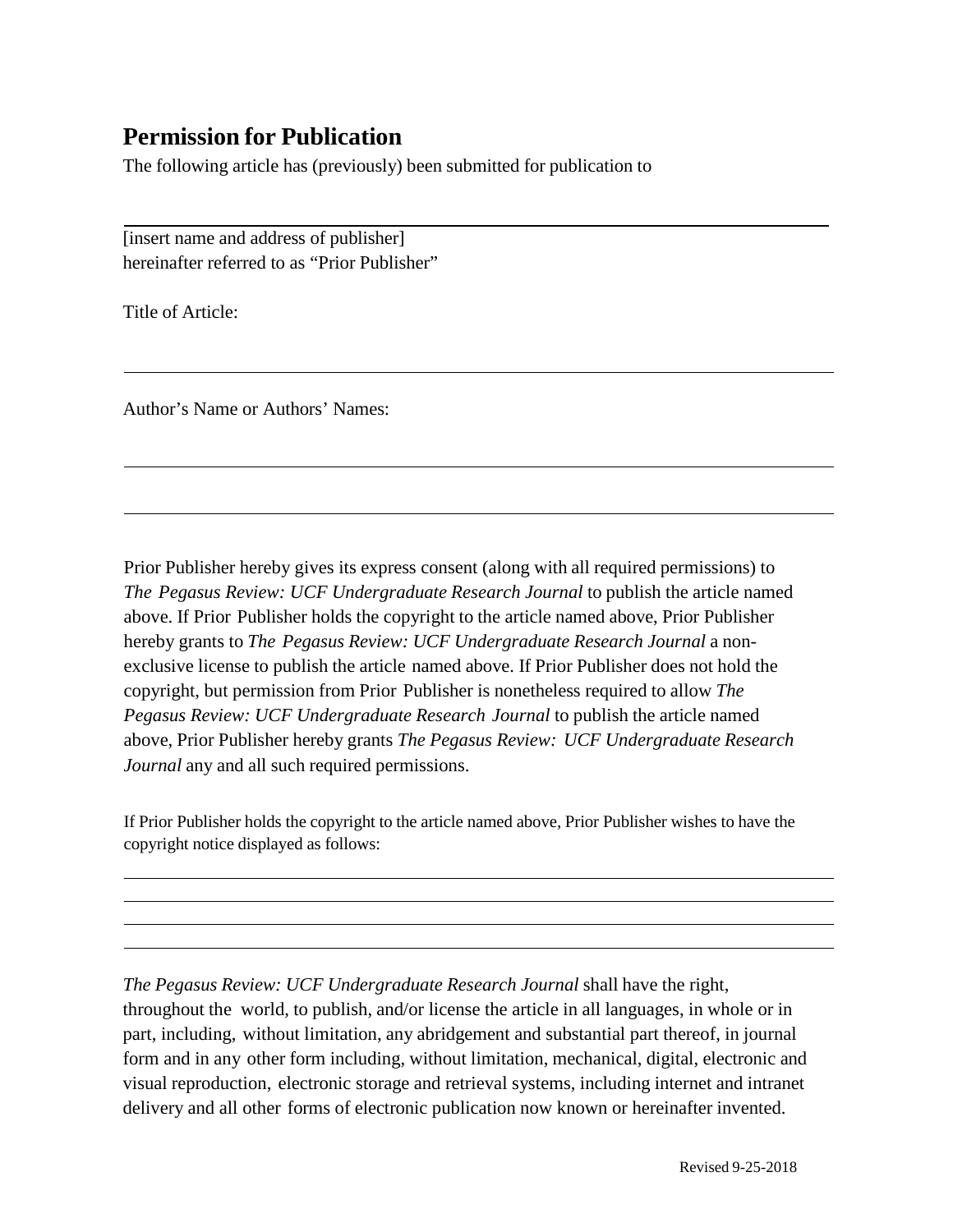## Permission for Publication

The following article has (previously) been submitted for publication to

_______________________________________________________________

[insert name and address of publisher]
hereinafter referred to as "Prior Publisher"

Title of Article:

_______________________________________________________________

Author's Name or Authors' Names:

_______________________________________________________________

_______________________________________________________________

Prior Publisher hereby gives its express consent (along with all required permissions) to *The Pegasus Review: UCF Undergraduate Research Journal* to publish the article named above. If Prior Publisher holds the copyright to the article named above, Prior Publisher hereby grants to *The Pegasus Review: UCF Undergraduate Research Journal* a non-exclusive license to publish the article named above. If Prior Publisher does not hold the copyright, but permission from Prior Publisher is nonetheless required to allow *The Pegasus Review: UCF Undergraduate Research Journal* to publish the article named above, Prior Publisher hereby grants *The Pegasus Review: UCF Undergraduate Research Journal* any and all such required permissions.

If Prior Publisher holds the copyright to the article named above, Prior Publisher wishes to have the copyright notice displayed as follows:

_______________________________________________________________

_______________________________________________________________

_______________________________________________________________

_______________________________________________________________

*The Pegasus Review: UCF Undergraduate Research Journal* shall have the right, throughout the world, to publish, and/or license the article in all languages, in whole or in part, including, without limitation, any abridgement and substantial part thereof, in journal form and in any other form including, without limitation, mechanical, digital, electronic and visual reproduction, electronic storage and retrieval systems, including internet and intranet delivery and all other forms of electronic publication now known or hereinafter invented.

Revised 9-25-2018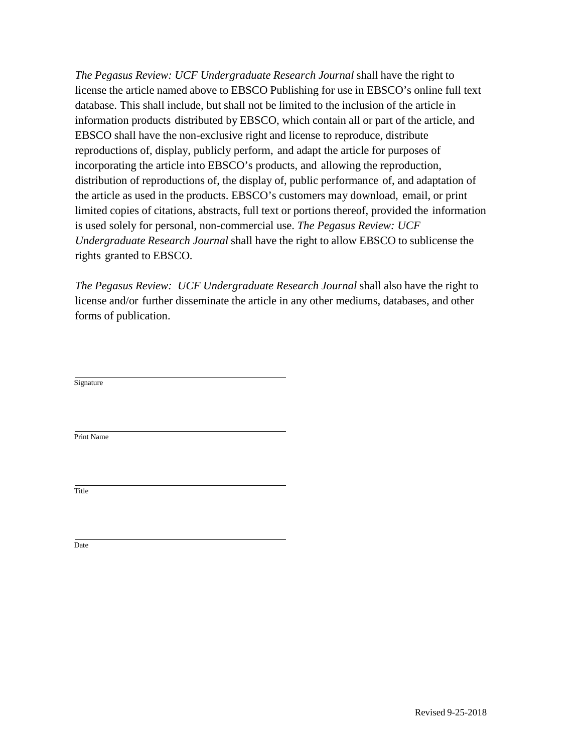*The Pegasus Review: UCF Undergraduate Research Journal* shall have the right to license the article named above to EBSCO Publishing for use in EBSCO's online full text database. This shall include, but shall not be limited to the inclusion of the article in information products distributed by EBSCO, which contain all or part of the article, and EBSCO shall have the non-exclusive right and license to reproduce, distribute reproductions of, display, publicly perform, and adapt the article for purposes of incorporating the article into EBSCO's products, and allowing the reproduction, distribution of reproductions of, the display of, public performance of, and adaptation of the article as used in the products. EBSCO's customers may download, email, or print limited copies of citations, abstracts, full text or portions thereof, provided the information is used solely for personal, non-commercial use. *The Pegasus Review: UCF Undergraduate Research Journal* shall have the right to allow EBSCO to sublicense the rights granted to EBSCO.

*The Pegasus Review: UCF Undergraduate Research Journal* shall also have the right to license and/or further disseminate the article in any other mediums, databases, and other forms of publication.

\_\_\_\_\_\_\_\_\_\_\_\_\_\_\_\_\_\_\_\_\_\_\_\_\_\_\_\_\_\_\_\_\_\_\_\_\_\_\_\_
Signature

\_\_\_\_\_\_\_\_\_\_\_\_\_\_\_\_\_\_\_\_\_\_\_\_\_\_\_\_\_\_\_\_\_\_\_\_\_\_\_\_
Print Name

\_\_\_\_\_\_\_\_\_\_\_\_\_\_\_\_\_\_\_\_\_\_\_\_\_\_\_\_\_\_\_\_\_\_\_\_\_\_\_\_
Title

\_\_\_\_\_\_\_\_\_\_\_\_\_\_\_\_\_\_\_\_\_\_\_\_\_\_\_\_\_\_\_\_\_\_\_\_\_\_\_\_
Date

Revised 9-25-2018